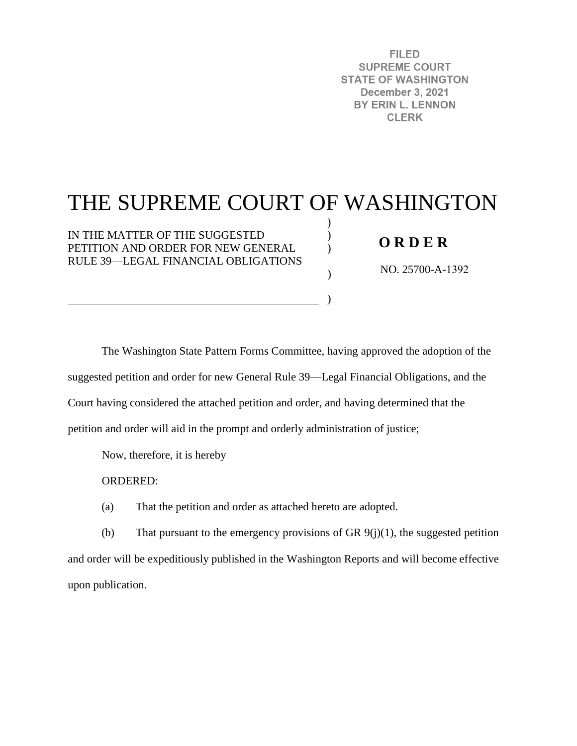FILED
SUPREME COURT
STATE OF WASHINGTON
December 3, 2021
BY ERIN L. LENNON
CLERK

# THE SUPREME COURT OF WASHINGTON

IN THE MATTER OF THE SUGGESTED PETITION AND ORDER FOR NEW GENERAL RULE 39—LEGAL FINANCIAL OBLIGATIONS

**O R D E R**

NO. 25700-A-1392

The Washington State Pattern Forms Committee, having approved the adoption of the suggested petition and order for new General Rule 39—Legal Financial Obligations, and the Court having considered the attached petition and order, and having determined that the petition and order will aid in the prompt and orderly administration of justice;

Now, therefore, it is hereby

ORDERED:

(a) That the petition and order as attached hereto are adopted.

(b) That pursuant to the emergency provisions of GR 9(j)(1), the suggested petition and order will be expeditiously published in the Washington Reports and will become effective upon publication.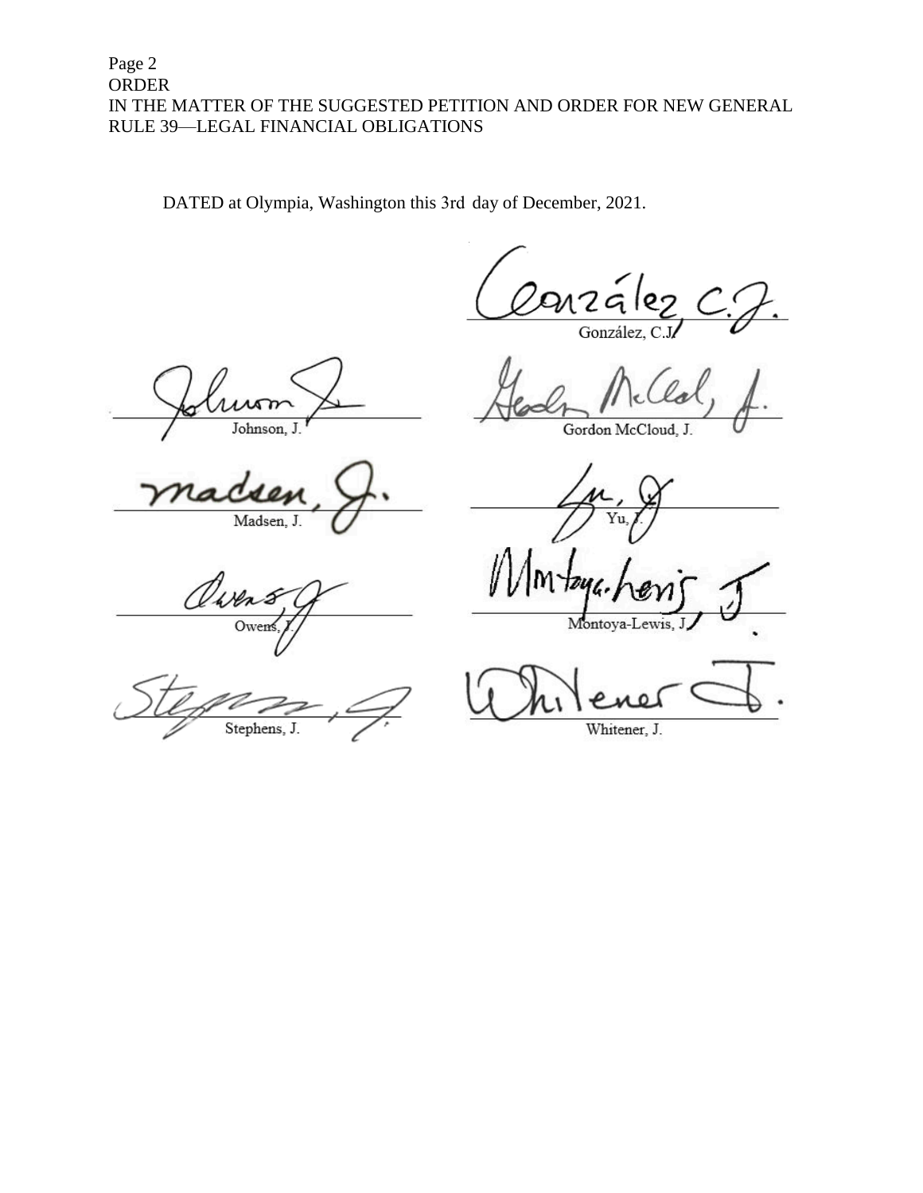DATED at Olympia, Washington this 3rd day of December, 2021.

González, C.J.

Johnson, J.

Gordon McCloud, J.

Madsen, J.

Yu, J.

Owens, J.

Montoya-Lewis, J.

Stephens, J.

Whitener, J.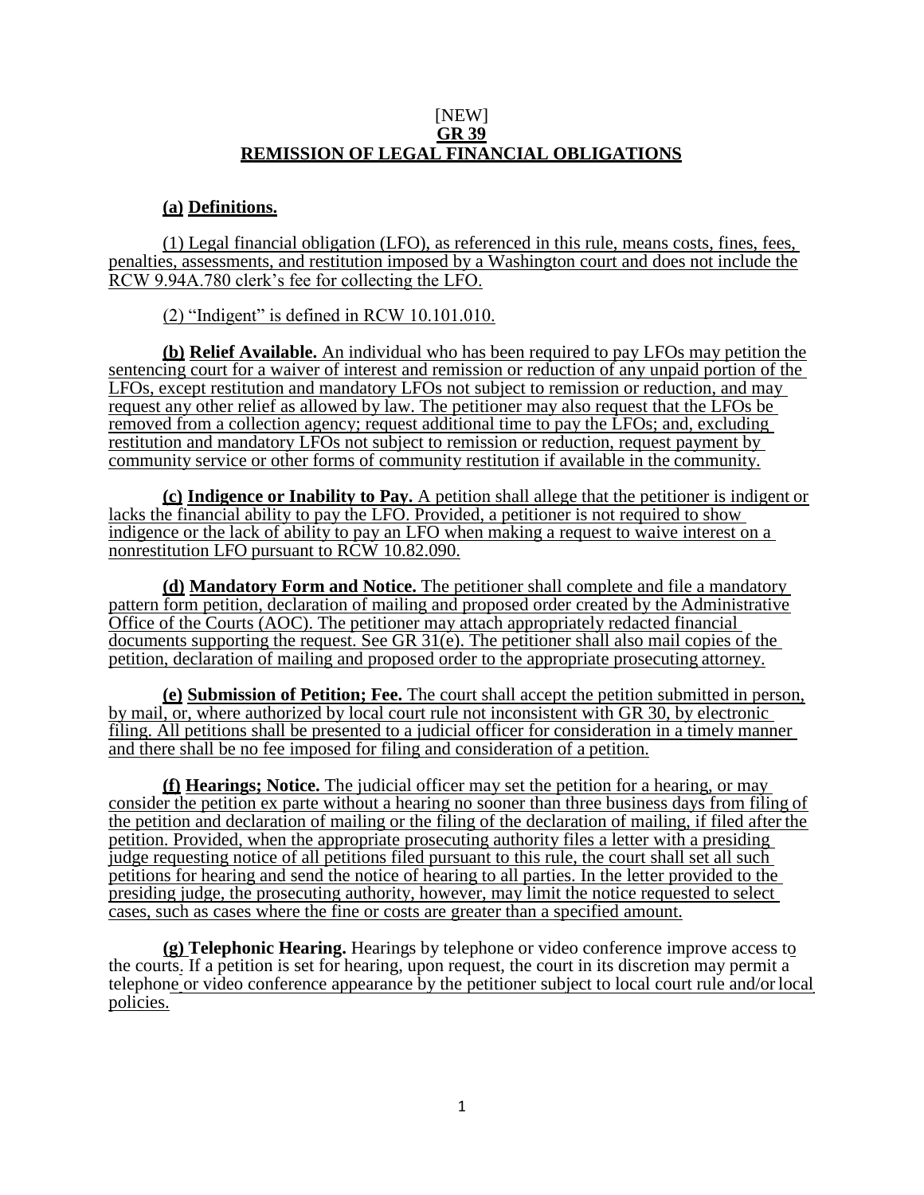[NEW]

**GR 39**

**REMISSION OF LEGAL FINANCIAL OBLIGATIONS**

**(a) Definitions.**

(1) Legal financial obligation (LFO), as referenced in this rule, means costs, fines, fees, penalties, assessments, and restitution imposed by a Washington court and does not include the RCW 9.94A.780 clerk's fee for collecting the LFO.

(2) "Indigent" is defined in RCW 10.101.010.

**(b) Relief Available.** An individual who has been required to pay LFOs may petition the sentencing court for a waiver of interest and remission or reduction of any unpaid portion of the LFOs, except restitution and mandatory LFOs not subject to remission or reduction, and may request any other relief as allowed by law. The petitioner may also request that the LFOs be removed from a collection agency; request additional time to pay the LFOs; and, excluding restitution and mandatory LFOs not subject to remission or reduction, request payment by community service or other forms of community restitution if available in the community.

**(c) Indigence or Inability to Pay.** A petition shall allege that the petitioner is indigent or lacks the financial ability to pay the LFO. Provided, a petitioner is not required to show indigence or the lack of ability to pay an LFO when making a request to waive interest on a nonrestitution LFO pursuant to RCW 10.82.090.

**(d) Mandatory Form and Notice.** The petitioner shall complete and file a mandatory pattern form petition, declaration of mailing and proposed order created by the Administrative Office of the Courts (AOC). The petitioner may attach appropriately redacted financial documents supporting the request. See GR 31(e). The petitioner shall also mail copies of the petition, declaration of mailing and proposed order to the appropriate prosecuting attorney.

**(e) Submission of Petition; Fee.** The court shall accept the petition submitted in person, by mail, or, where authorized by local court rule not inconsistent with GR 30, by electronic filing. All petitions shall be presented to a judicial officer for consideration in a timely manner and there shall be no fee imposed for filing and consideration of a petition.

**(f) Hearings; Notice.** The judicial officer may set the petition for a hearing, or may consider the petition ex parte without a hearing no sooner than three business days from filing of the petition and declaration of mailing or the filing of the declaration of mailing, if filed after the petition. Provided, when the appropriate prosecuting authority files a letter with a presiding judge requesting notice of all petitions filed pursuant to this rule, the court shall set all such petitions for hearing and send the notice of hearing to all parties. In the letter provided to the presiding judge, the prosecuting authority, however, may limit the notice requested to select cases, such as cases where the fine or costs are greater than a specified amount.

**(g) Telephonic Hearing.** Hearings by telephone or video conference improve access to the courts. If a petition is set for hearing, upon request, the court in its discretion may permit a telephone or video conference appearance by the petitioner subject to local court rule and/or local policies.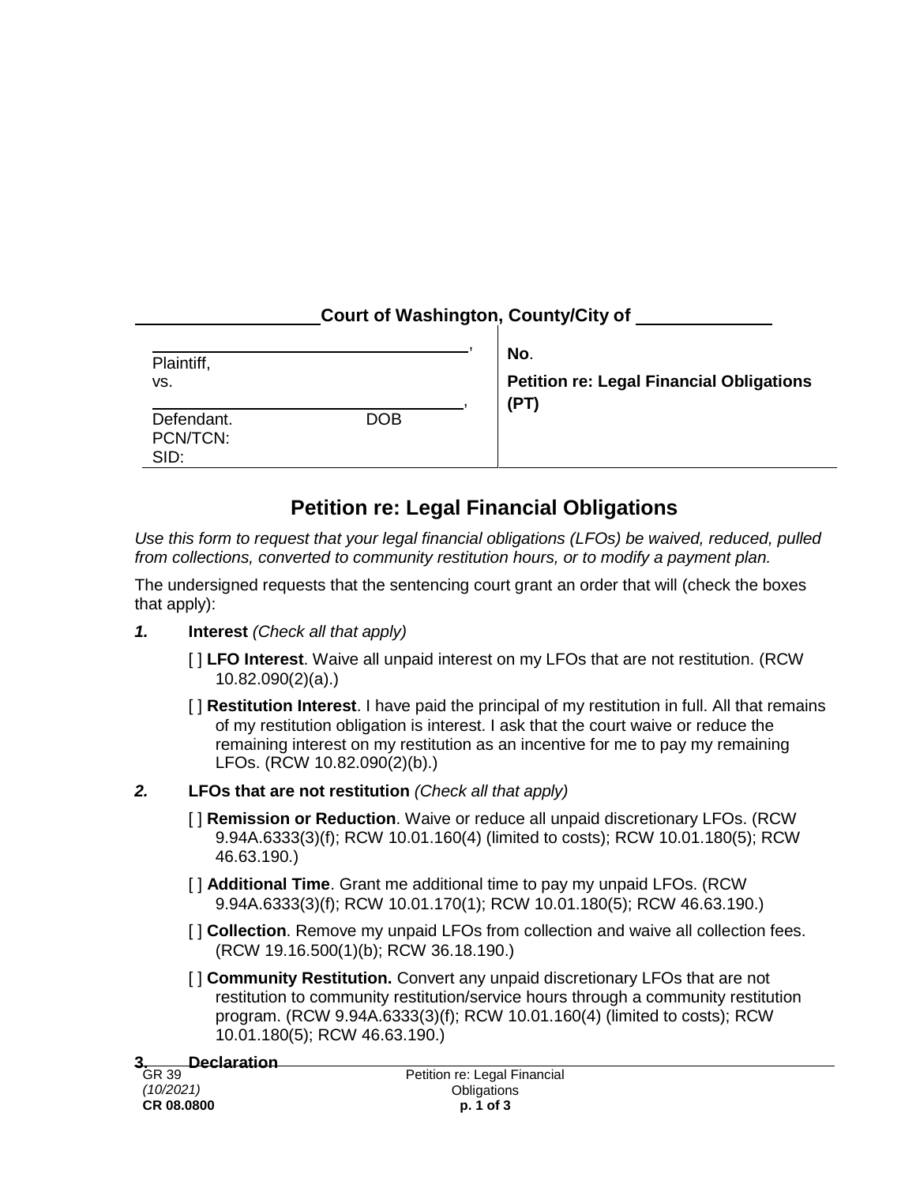_______________ Court of Washington, County/City of _______________

| | |
|---|---|
| _______________________________, Plaintiff, vs. | **No**. |
| _______________________________, Defendant. DOB | **Petition re: Legal Financial Obligations (PT)** |
| PCN/TCN: | |
| SID: | |

# Petition re: Legal Financial Obligations

*Use this form to request that your legal financial obligations (LFOs) be waived, reduced, pulled from collections, converted to community restitution hours, or to modify a payment plan.*

The undersigned requests that the sentencing court grant an order that will (check the boxes that apply):

***1.*** **Interest** *(Check all that apply)*

[ ] **LFO Interest**. Waive all unpaid interest on my LFOs that are not restitution. (RCW 10.82.090(2)(a).)

[ ] **Restitution Interest**. I have paid the principal of my restitution in full. All that remains of my restitution obligation is interest. I ask that the court waive or reduce the remaining interest on my restitution as an incentive for me to pay my remaining LFOs. (RCW 10.82.090(2)(b).)

***2.*** **LFOs that are not restitution** *(Check all that apply)*

[ ] **Remission or Reduction**. Waive or reduce all unpaid discretionary LFOs. (RCW 9.94A.6333(3)(f); RCW 10.01.160(4) (limited to costs); RCW 10.01.180(5); RCW 46.63.190.)

[ ] **Additional Time**. Grant me additional time to pay my unpaid LFOs. (RCW 9.94A.6333(3)(f); RCW 10.01.170(1); RCW 10.01.180(5); RCW 46.63.190.)

[ ] **Collection**. Remove my unpaid LFOs from collection and waive all collection fees. (RCW 19.16.500(1)(b); RCW 36.18.190.)

[ ] **Community Restitution.** Convert any unpaid discretionary LFOs that are not restitution to community restitution/service hours through a community restitution program. (RCW 9.94A.6333(3)(f); RCW 10.01.160(4) (limited to costs); RCW 10.01.180(5); RCW 46.63.190.)

**3. Declaration**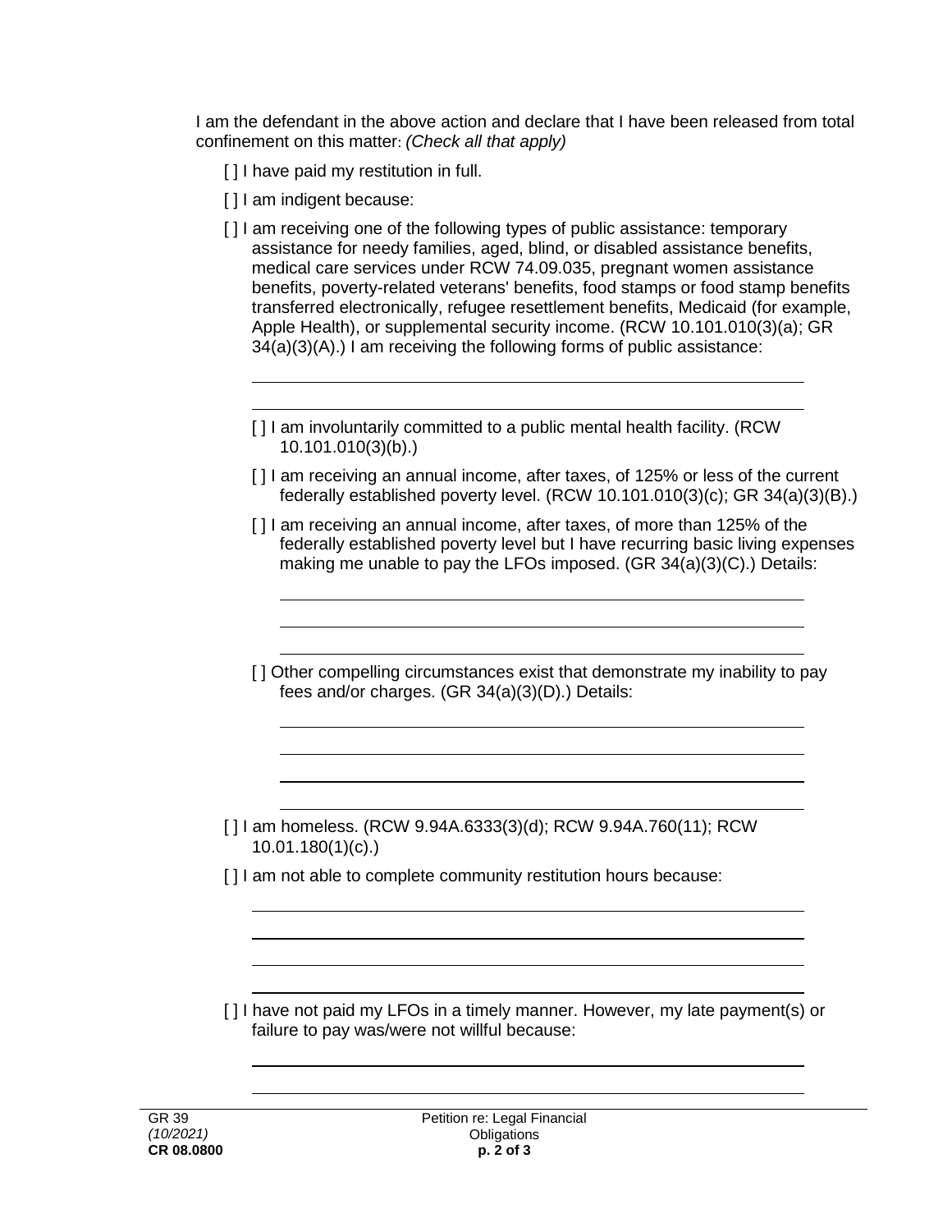I am the defendant in the above action and declare that I have been released from total confinement on this matter: *(Check all that apply)*

[ ] I have paid my restitution in full.

[ ] I am indigent because:

[ ] I am receiving one of the following types of public assistance: temporary assistance for needy families, aged, blind, or disabled assistance benefits, medical care services under RCW 74.09.035, pregnant women assistance benefits, poverty-related veterans' benefits, food stamps or food stamp benefits transferred electronically, refugee resettlement benefits, Medicaid (for example, Apple Health), or supplemental security income. (RCW 10.101.010(3)(a); GR 34(a)(3)(A).) I am receiving the following forms of public assistance:

______________________________________________________________

______________________________________________________________

[ ] I am involuntarily committed to a public mental health facility. (RCW 10.101.010(3)(b).)

[ ] I am receiving an annual income, after taxes, of 125% or less of the current federally established poverty level. (RCW 10.101.010(3)(c); GR 34(a)(3)(B).)

[ ] I am receiving an annual income, after taxes, of more than 125% of the federally established poverty level but I have recurring basic living expenses making me unable to pay the LFOs imposed. (GR 34(a)(3)(C).) Details:

______________________________________________________________

______________________________________________________________

______________________________________________________________

[ ] Other compelling circumstances exist that demonstrate my inability to pay fees and/or charges. (GR 34(a)(3)(D).) Details:

______________________________________________________________

______________________________________________________________

______________________________________________________________

______________________________________________________________

[ ] I am homeless. (RCW 9.94A.6333(3)(d); RCW 9.94A.760(11); RCW 10.01.180(1)(c).)

[ ] I am not able to complete community restitution hours because:

______________________________________________________________

______________________________________________________________

______________________________________________________________

______________________________________________________________

[ ] I have not paid my LFOs in a timely manner. However, my late payment(s) or failure to pay was/were not willful because:

______________________________________________________________

______________________________________________________________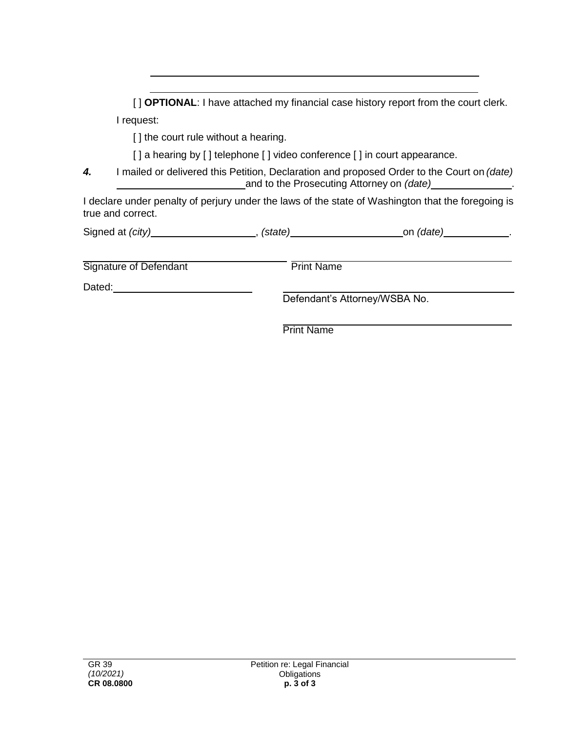______________________________________________________________

______________________________________________________________

[ ] **OPTIONAL**: I have attached my financial case history report from the court clerk.

I request:

[ ] the court rule without a hearing.

[ ] a hearing by [ ] telephone [ ] video conference [ ] in court appearance.

***4.*** I mailed or delivered this Petition, Declaration and proposed Order to the Court on *(date)* ______________________ and to the Prosecuting Attorney on *(date)* ______________.

I declare under penalty of perjury under the laws of the state of Washington that the foregoing is true and correct.

Signed at *(city)* __________________, *(state)* ____________________ on *(date)* ___________.

| | |
|---|---|
| ______________________________ | ______________________________ |
| Signature of Defendant | Print Name |
| Dated: ________________________ | ______________________________ |
| | Defendant's Attorney/WSBA No. |
| | ______________________________ |
| | Print Name |

GR 39
*(10/2021)*
**CR 08.0800**

Petition re: Legal Financial Obligations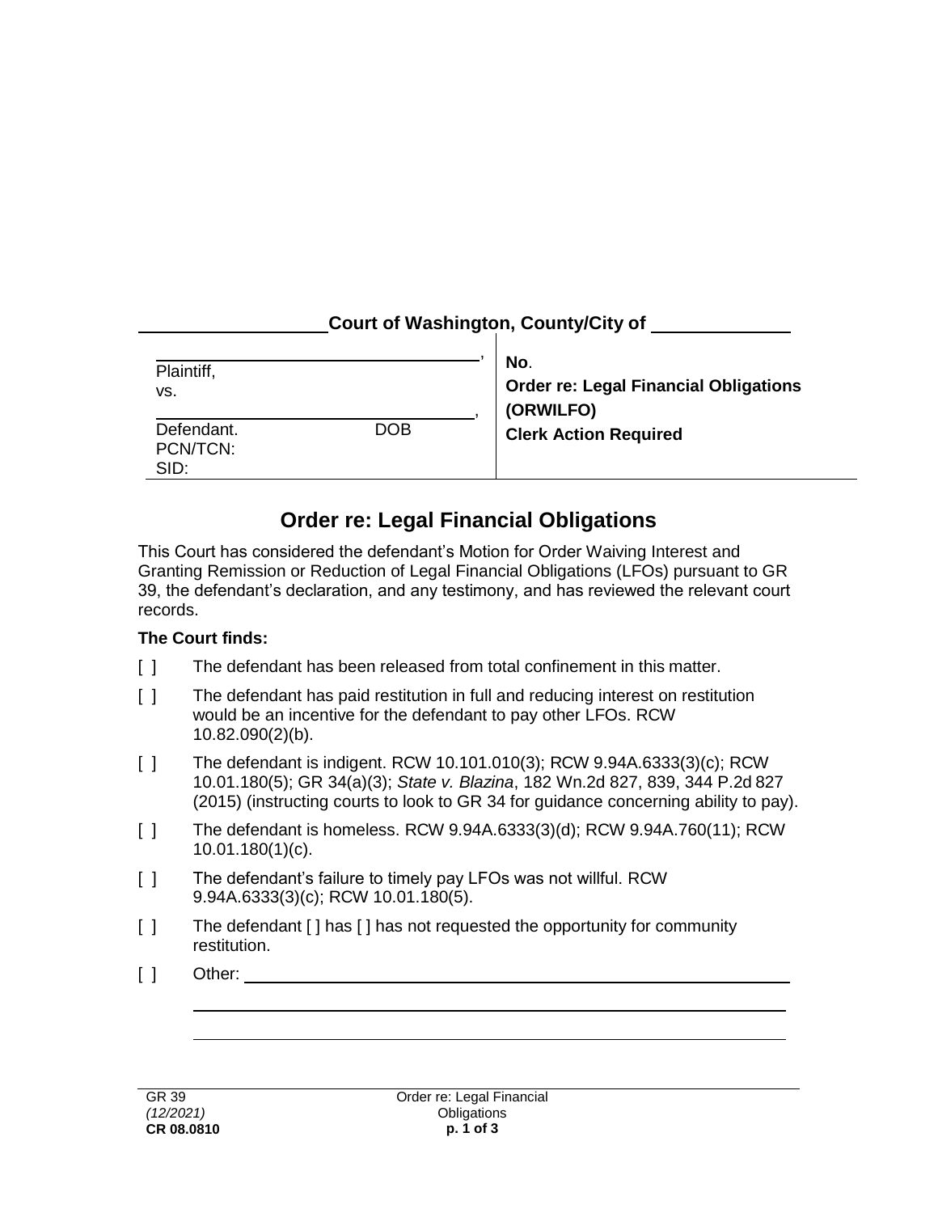__________________ Court of Washington, County/City of ____________

| | |
|---|---|
| ________________________________, Plaintiff, vs. ________________________________, Defendant. DOB PCN/TCN: SID: | **No**. **Order re: Legal Financial Obligations (ORWILFO)** **Clerk Action Required** |

## Order re: Legal Financial Obligations

This Court has considered the defendant's Motion for Order Waiving Interest and Granting Remission or Reduction of Legal Financial Obligations (LFOs) pursuant to GR 39, the defendant's declaration, and any testimony, and has reviewed the relevant court records.

**The Court finds:**

[ ] The defendant has been released from total confinement in this matter.

[ ] The defendant has paid restitution in full and reducing interest on restitution would be an incentive for the defendant to pay other LFOs. RCW 10.82.090(2)(b).

[ ] The defendant is indigent. RCW 10.101.010(3); RCW 9.94A.6333(3)(c); RCW 10.01.180(5); GR 34(a)(3); *State v. Blazina*, 182 Wn.2d 827, 839, 344 P.2d 827 (2015) (instructing courts to look to GR 34 for guidance concerning ability to pay).

[ ] The defendant is homeless. RCW 9.94A.6333(3)(d); RCW 9.94A.760(11); RCW 10.01.180(1)(c).

[ ] The defendant's failure to timely pay LFOs was not willful. RCW 9.94A.6333(3)(c); RCW 10.01.180(5).

[ ] The defendant [ ] has [ ] has not requested the opportunity for community restitution.

[ ] Other: ____________________________________________________________

____________________________________________________________

____________________________________________________________

GR 39
*(12/2021)*
**CR 08.0810**

Order re: Legal Financial Obligations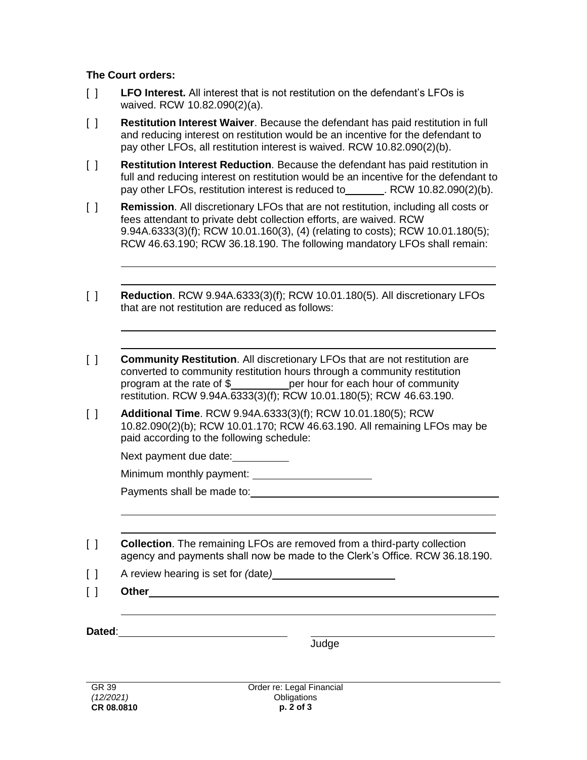**The Court orders:**

[ ] **LFO Interest.** All interest that is not restitution on the defendant's LFOs is waived. RCW 10.82.090(2)(a).

[ ] **Restitution Interest Waiver**. Because the defendant has paid restitution in full and reducing interest on restitution would be an incentive for the defendant to pay other LFOs, all restitution interest is waived. RCW 10.82.090(2)(b).

[ ] **Restitution Interest Reduction**. Because the defendant has paid restitution in full and reducing interest on restitution would be an incentive for the defendant to pay other LFOs, restitution interest is reduced to\_\_\_\_\_\_\_. RCW 10.82.090(2)(b).

[ ] **Remission**. All discretionary LFOs that are not restitution, including all costs or fees attendant to private debt collection efforts, are waived. RCW 9.94A.6333(3)(f); RCW 10.01.160(3), (4) (relating to costs); RCW 10.01.180(5); RCW 46.63.190; RCW 36.18.190. The following mandatory LFOs shall remain:

\_\_\_\_\_\_\_\_\_\_\_\_\_\_\_\_\_\_\_\_\_\_\_\_\_\_\_\_\_\_\_\_\_\_\_\_\_\_\_\_\_\_\_\_\_\_\_\_\_\_\_\_\_\_\_\_\_\_

\_\_\_\_\_\_\_\_\_\_\_\_\_\_\_\_\_\_\_\_\_\_\_\_\_\_\_\_\_\_\_\_\_\_\_\_\_\_\_\_\_\_\_\_\_\_\_\_\_\_\_\_\_\_\_\_\_\_

[ ] **Reduction**. RCW 9.94A.6333(3)(f); RCW 10.01.180(5). All discretionary LFOs that are not restitution are reduced as follows:

\_\_\_\_\_\_\_\_\_\_\_\_\_\_\_\_\_\_\_\_\_\_\_\_\_\_\_\_\_\_\_\_\_\_\_\_\_\_\_\_\_\_\_\_\_\_\_\_\_\_\_\_\_\_\_\_\_\_

\_\_\_\_\_\_\_\_\_\_\_\_\_\_\_\_\_\_\_\_\_\_\_\_\_\_\_\_\_\_\_\_\_\_\_\_\_\_\_\_\_\_\_\_\_\_\_\_\_\_\_\_\_\_\_\_\_\_

[ ] **Community Restitution**. All discretionary LFOs that are not restitution are converted to community restitution hours through a community restitution program at the rate of $\_\_\_\_\_\_\_\_\_\_per hour for each hour of community restitution. RCW 9.94A.6333(3)(f); RCW 10.01.180(5); RCW 46.63.190.

[ ] **Additional Time**. RCW 9.94A.6333(3)(f); RCW 10.01.180(5); RCW 10.82.090(2)(b); RCW 10.01.170; RCW 46.63.190. All remaining LFOs may be paid according to the following schedule:

Next payment due date:\_\_\_\_\_\_\_\_\_\_

Minimum monthly payment: \_\_\_\_\_\_\_\_\_\_\_\_\_\_\_\_\_\_\_\_

Payments shall be made to:\_\_\_\_\_\_\_\_\_\_\_\_\_\_\_\_\_\_\_\_\_\_\_\_\_\_\_\_\_\_\_\_\_\_\_\_

\_\_\_\_\_\_\_\_\_\_\_\_\_\_\_\_\_\_\_\_\_\_\_\_\_\_\_\_\_\_\_\_\_\_\_\_\_\_\_\_\_\_\_\_\_\_\_\_\_\_\_\_\_\_\_\_\_\_

\_\_\_\_\_\_\_\_\_\_\_\_\_\_\_\_\_\_\_\_\_\_\_\_\_\_\_\_\_\_\_\_\_\_\_\_\_\_\_\_\_\_\_\_\_\_\_\_\_\_\_\_\_\_\_\_\_\_

[ ] **Collection**. The remaining LFOs are removed from a third-party collection agency and payments shall now be made to the Clerk's Office. RCW 36.18.190.

[ ] A review hearing is set for *(date)*\_\_\_\_\_\_\_\_\_\_\_\_\_\_\_\_\_\_\_\_\_

[ ] **Other**\_\_\_\_\_\_\_\_\_\_\_\_\_\_\_\_\_\_\_\_\_\_\_\_\_\_\_\_\_\_\_\_\_\_\_\_\_\_\_\_\_\_\_\_\_\_\_\_\_\_

\_\_\_\_\_\_\_\_\_\_\_\_\_\_\_\_\_\_\_\_\_\_\_\_\_\_\_\_\_\_\_\_\_\_\_\_\_\_\_\_\_\_\_\_\_\_\_\_\_\_\_\_\_\_\_\_\_\_

**Dated**:\_\_\_\_\_\_\_\_\_\_\_\_\_\_\_\_\_\_\_\_\_\_\_\_\_\_\_\_\_\_ \_\_\_\_\_\_\_\_\_\_\_\_\_\_\_\_\_\_\_\_\_\_\_\_\_\_\_\_\_\_\_\_\_\_

Judge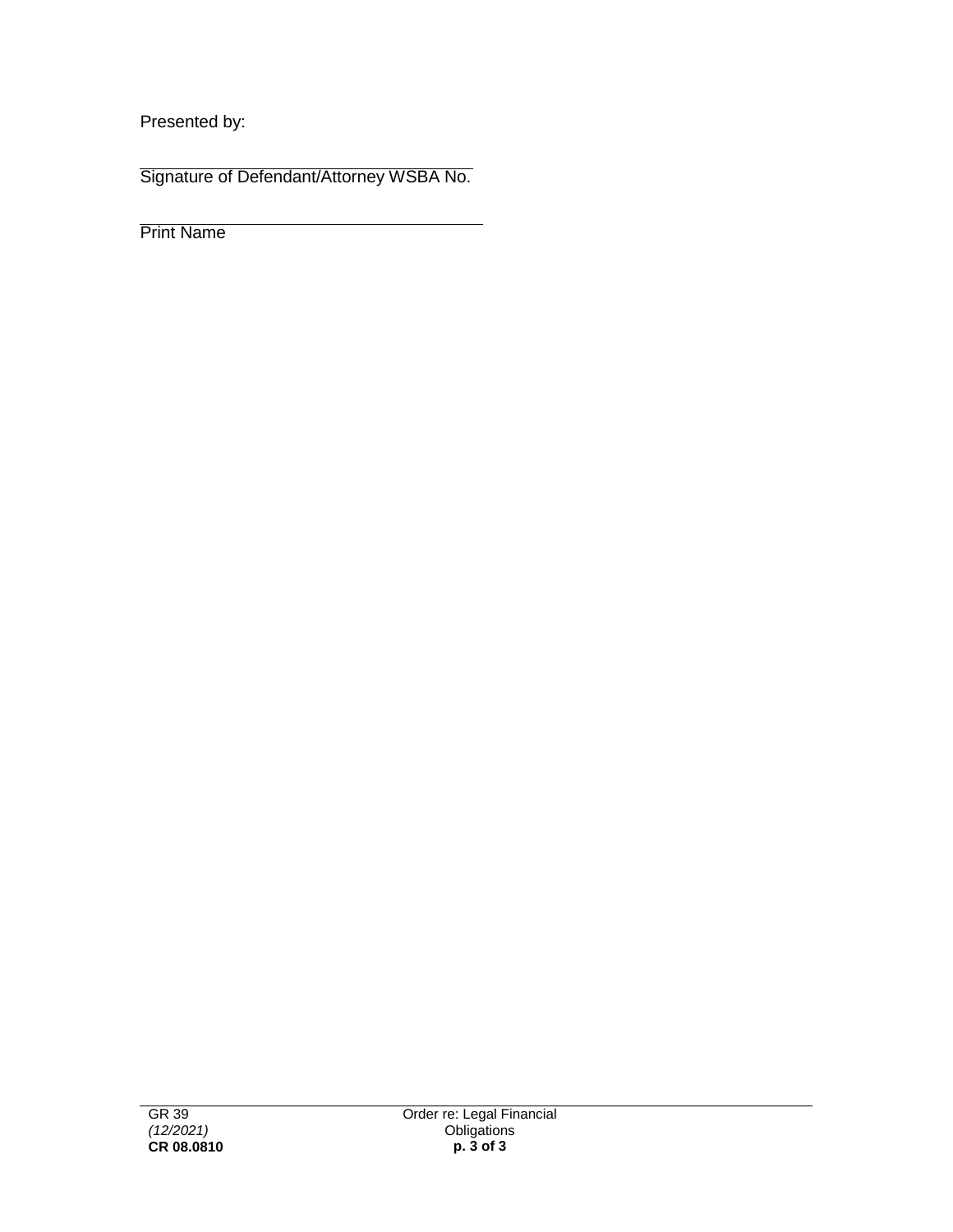Presented by:

\_\_\_\_\_\_\_\_\_\_\_\_\_\_\_\_\_\_\_\_\_\_\_\_\_\_\_\_\_\_\_\_\_\_\_\_\_\_\_\_
Signature of Defendant/Attorney WSBA No.

\_\_\_\_\_\_\_\_\_\_\_\_\_\_\_\_\_\_\_\_\_\_\_\_\_\_\_\_\_\_\_\_\_\_\_\_\_\_\_\_
Print Name